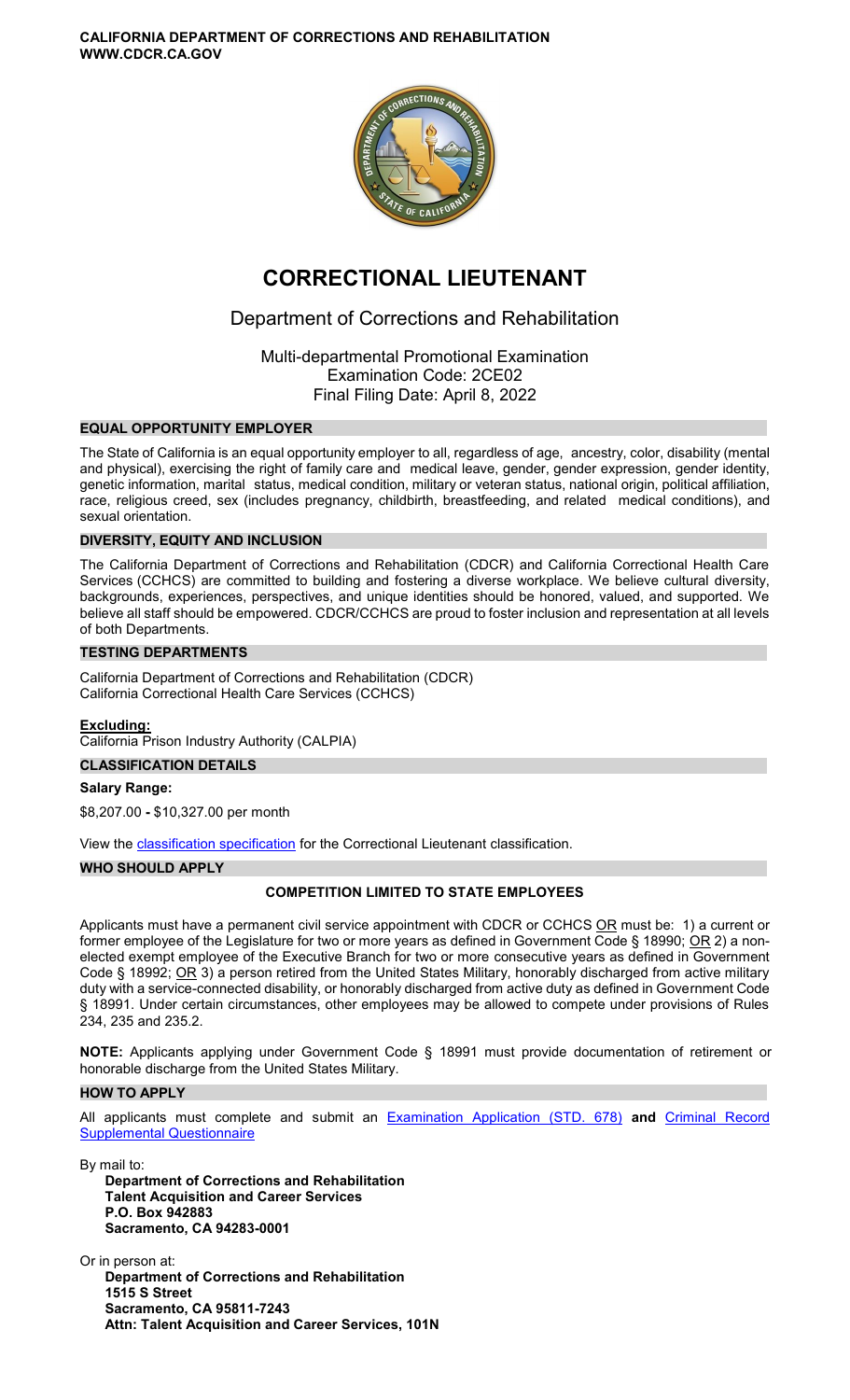**CALIFORNIA DEPARTMENT OF CORRECTIONS AND REHABILITATION**
**WWW.CDCR.CA.GOV**

# CORRECTIONAL LIEUTENANT

## Department of Corrections and Rehabilitation

Multi-departmental Promotional Examination
Examination Code: 2CE02
Final Filing Date: April 8, 2022

### EQUAL OPPORTUNITY EMPLOYER

The State of California is an equal opportunity employer to all, regardless of age, ancestry, color, disability (mental and physical), exercising the right of family care and medical leave, gender, gender expression, gender identity, genetic information, marital status, medical condition, military or veteran status, national origin, political affiliation, race, religious creed, sex (includes pregnancy, childbirth, breastfeeding, and related medical conditions), and sexual orientation.

### DIVERSITY, EQUITY AND INCLUSION

The California Department of Corrections and Rehabilitation (CDCR) and California Correctional Health Care Services (CCHCS) are committed to building and fostering a diverse workplace. We believe cultural diversity, backgrounds, experiences, perspectives, and unique identities should be honored, valued, and supported. We believe all staff should be empowered. CDCR/CCHCS are proud to foster inclusion and representation at all levels of both Departments.

### TESTING DEPARTMENTS

California Department of Corrections and Rehabilitation (CDCR)
California Correctional Health Care Services (CCHCS)

**Excluding:**
California Prison Industry Authority (CALPIA)

### CLASSIFICATION DETAILS

**Salary Range:**

$8,207.00 **-** $10,327.00 per month

View the classification specification for the Correctional Lieutenant classification.

### WHO SHOULD APPLY

**COMPETITION LIMITED TO STATE EMPLOYEES**

Applicants must have a permanent civil service appointment with CDCR or CCHCS OR must be: 1) a current or former employee of the Legislature for two or more years as defined in Government Code § 18990; OR 2) a non-elected exempt employee of the Executive Branch for two or more consecutive years as defined in Government Code § 18992; OR 3) a person retired from the United States Military, honorably discharged from active military duty with a service-connected disability, or honorably discharged from active duty as defined in Government Code § 18991. Under certain circumstances, other employees may be allowed to compete under provisions of Rules 234, 235 and 235.2.

**NOTE:** Applicants applying under Government Code § 18991 must provide documentation of retirement or honorable discharge from the United States Military.

### HOW TO APPLY

All applicants must complete and submit an Examination Application (STD. 678) **and** Criminal Record Supplemental Questionnaire

By mail to:
**Department of Corrections and Rehabilitation**
**Talent Acquisition and Career Services**
**P.O. Box 942883**
**Sacramento, CA 94283-0001**

Or in person at:
**Department of Corrections and Rehabilitation**
**1515 S Street**
**Sacramento, CA 95811-7243**
**Attn: Talent Acquisition and Career Services, 101N**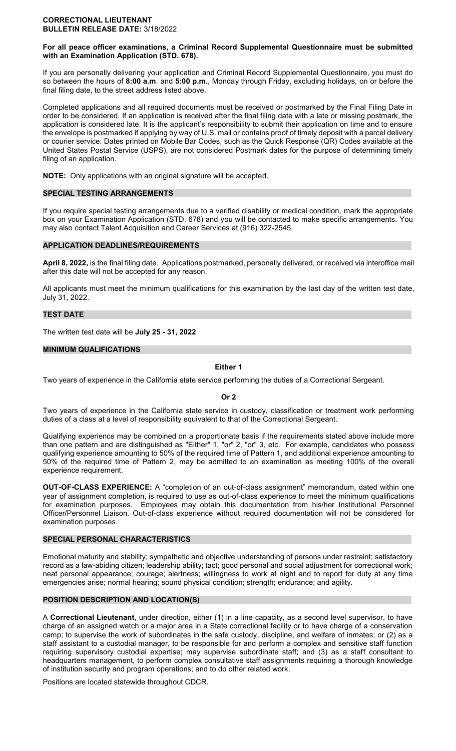**CORRECTIONAL LIEUTENANT**
**BULLETIN RELEASE DATE:** 3/18/2022

**For all peace officer examinations, a Criminal Record Supplemental Questionnaire must be submitted with an Examination Application (STD. 678).**

If you are personally delivering your application and Criminal Record Supplemental Questionnaire, you must do so between the hours of **8:00 a.m**. and **5:00 p.m.**, Monday through Friday, excluding holidays, on or before the final filing date, to the street address listed above.

Completed applications and all required documents must be received or postmarked by the Final Filing Date in order to be considered. If an application is received after the final filing date with a late or missing postmark, the application is considered late. It is the applicant's responsibility to submit their application on time and to ensure the envelope is postmarked if applying by way of U.S. mail or contains proof of timely deposit with a parcel delivery or courier service. Dates printed on Mobile Bar Codes, such as the Quick Response (QR) Codes available at the United States Postal Service (USPS), are not considered Postmark dates for the purpose of determining timely filing of an application.

**NOTE:** Only applications with an original signature will be accepted.

## SPECIAL TESTING ARRANGEMENTS

If you require special testing arrangements due to a verified disability or medical condition, mark the appropriate box on your Examination Application (STD. 678) and you will be contacted to make specific arrangements. You may also contact Talent Acquisition and Career Services at (916) 322-2545.

## APPLICATION DEADLINES/REQUIREMENTS

**April 8, 2022,** is the final filing date. Applications postmarked, personally delivered, or received via interoffice mail after this date will not be accepted for any reason.

All applicants must meet the minimum qualifications for this examination by the last day of the written test date, July 31, 2022.

## TEST DATE

The written test date will be **July 25 - 31, 2022**

## MINIMUM QUALIFICATIONS

**Either 1**

Two years of experience in the California state service performing the duties of a Correctional Sergeant.

**Or 2**

Two years of experience in the California state service in custody, classification or treatment work performing duties of a class at a level of responsibility equivalent to that of the Correctional Sergeant.

Qualifying experience may be combined on a proportionate basis if the requirements stated above include more than one pattern and are distinguished as "Either" 1, "or" 2, "or" 3, etc. For example, candidates who possess qualifying experience amounting to 50% of the required time of Pattern 1, and additional experience amounting to 50% of the required time of Pattern 2, may be admitted to an examination as meeting 100% of the overall experience requirement.

**OUT-OF-CLASS EXPERIENCE:** A "completion of an out-of-class assignment" memorandum, dated within one year of assignment completion, is required to use as out-of-class experience to meet the minimum qualifications for examination purposes. Employees may obtain this documentation from his/her Institutional Personnel Officer/Personnel Liaison. Out-of-class experience without required documentation will not be considered for examination purposes.

## SPECIAL PERSONAL CHARACTERISTICS

Emotional maturity and stability; sympathetic and objective understanding of persons under restraint; satisfactory record as a law-abiding citizen; leadership ability; tact; good personal and social adjustment for correctional work; neat personal appearance; courage; alertness; willingness to work at night and to report for duty at any time emergencies arise; normal hearing; sound physical condition; strength; endurance; and agility.

## POSITION DESCRIPTION AND LOCATION(S)

A **Correctional Lieutenant**, under direction, either (1) in a line capacity, as a second level supervisor, to have charge of an assigned watch or a major area in a State correctional facility or to have charge of a conservation camp; to supervise the work of subordinates in the safe custody, discipline, and welfare of inmates; or (2) as a staff assistant to a custodial manager, to be responsible for and perform a complex and sensitive staff function requiring supervisory custodial expertise; may supervise subordinate staff; and (3) as a staff consultant to headquarters management, to perform complex consultative staff assignments requiring a thorough knowledge of institution security and program operations; and to do other related work.

Positions are located statewide throughout CDCR.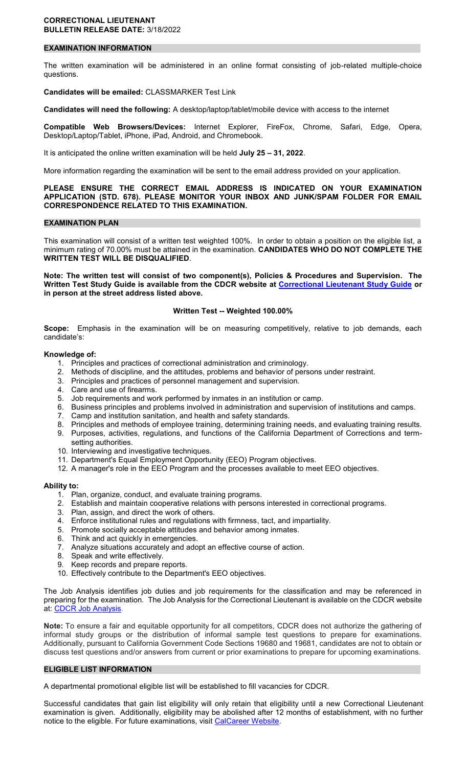**CORRECTIONAL LIEUTENANT**
**BULLETIN RELEASE DATE:** 3/18/2022

## EXAMINATION INFORMATION

The written examination will be administered in an online format consisting of job-related multiple-choice questions.

**Candidates will be emailed:** CLASSMARKER Test Link

**Candidates will need the following:** A desktop/laptop/tablet/mobile device with access to the internet

**Compatible Web Browsers/Devices:** Internet Explorer, FireFox, Chrome, Safari, Edge, Opera, Desktop/Laptop/Tablet, iPhone, iPad, Android, and Chromebook.

It is anticipated the online written examination will be held **July 25 – 31, 2022**.

More information regarding the examination will be sent to the email address provided on your application.

**PLEASE ENSURE THE CORRECT EMAIL ADDRESS IS INDICATED ON YOUR EXAMINATION APPLICATION (STD. 678). PLEASE MONITOR YOUR INBOX AND JUNK/SPAM FOLDER FOR EMAIL CORRESPONDENCE RELATED TO THIS EXAMINATION.**

## EXAMINATION PLAN

This examination will consist of a written test weighted 100%. In order to obtain a position on the eligible list, a minimum rating of 70.00% must be attained in the examination. **CANDIDATES WHO DO NOT COMPLETE THE WRITTEN TEST WILL BE DISQUALIFIED**.

**Note: The written test will consist of two component(s), Policies & Procedures and Supervision. The Written Test Study Guide is available from the CDCR website at Correctional Lieutenant Study Guide or in person at the street address listed above.**

### Written Test -- Weighted 100.00%

**Scope:** Emphasis in the examination will be on measuring competitively, relative to job demands, each candidate's:

**Knowledge of:**

1. Principles and practices of correctional administration and criminology.
2. Methods of discipline, and the attitudes, problems and behavior of persons under restraint.
3. Principles and practices of personnel management and supervision.
4. Care and use of firearms.
5. Job requirements and work performed by inmates in an institution or camp.
6. Business principles and problems involved in administration and supervision of institutions and camps.
7. Camp and institution sanitation, and health and safety standards.
8. Principles and methods of employee training, determining training needs, and evaluating training results.
9. Purposes, activities, regulations, and functions of the California Department of Corrections and term-setting authorities.
10. Interviewing and investigative techniques.
11. Department's Equal Employment Opportunity (EEO) Program objectives.
12. A manager's role in the EEO Program and the processes available to meet EEO objectives.

**Ability to:**

1. Plan, organize, conduct, and evaluate training programs.
2. Establish and maintain cooperative relations with persons interested in correctional programs.
3. Plan, assign, and direct the work of others.
4. Enforce institutional rules and regulations with firmness, tact, and impartiality.
5. Promote socially acceptable attitudes and behavior among inmates.
6. Think and act quickly in emergencies.
7. Analyze situations accurately and adopt an effective course of action.
8. Speak and write effectively.
9. Keep records and prepare reports.
10. Effectively contribute to the Department's EEO objectives.

The Job Analysis identifies job duties and job requirements for the classification and may be referenced in preparing for the examination. The Job Analysis for the Correctional Lieutenant is available on the CDCR website at: CDCR Job Analysis.

**Note:** To ensure a fair and equitable opportunity for all competitors, CDCR does not authorize the gathering of informal study groups or the distribution of informal sample test questions to prepare for examinations. Additionally, pursuant to California Government Code Sections 19680 and 19681, candidates are not to obtain or discuss test questions and/or answers from current or prior examinations to prepare for upcoming examinations.

## ELIGIBLE LIST INFORMATION

A departmental promotional eligible list will be established to fill vacancies for CDCR.

Successful candidates that gain list eligibility will only retain that eligibility until a new Correctional Lieutenant examination is given. Additionally, eligibility may be abolished after 12 months of establishment, with no further notice to the eligible. For future examinations, visit CalCareer Website.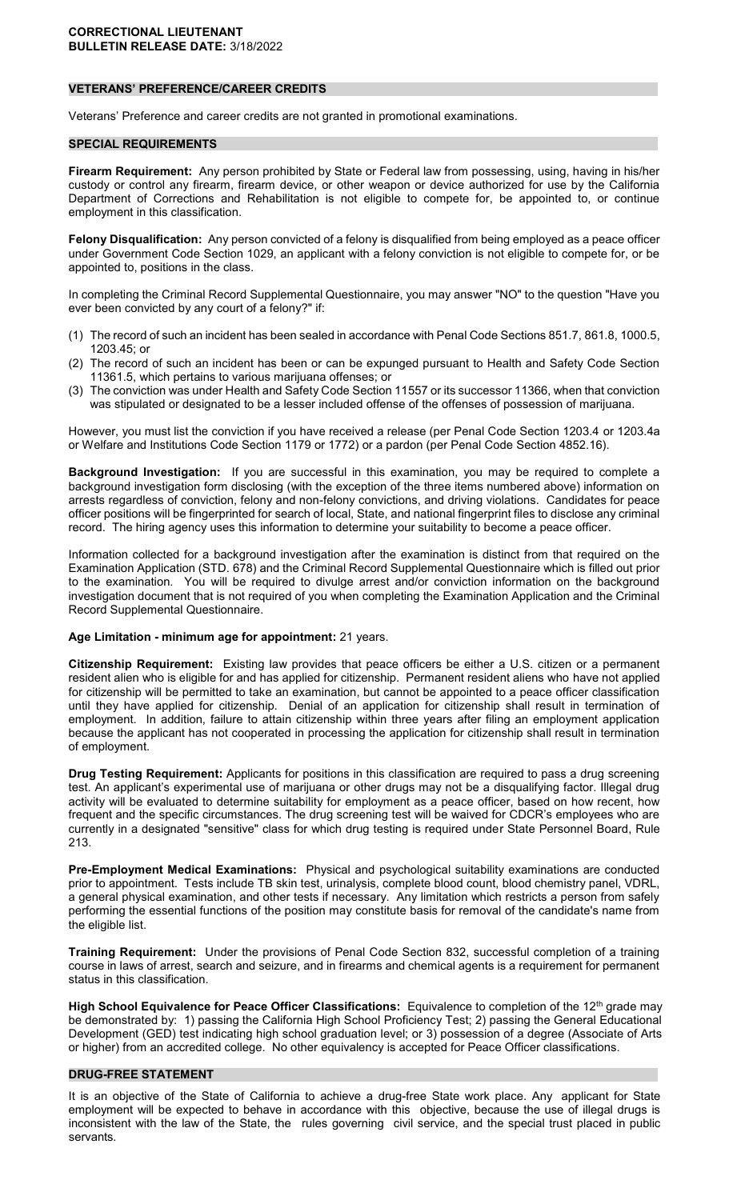## VETERANS' PREFERENCE/CAREER CREDITS

Veterans' Preference and career credits are not granted in promotional examinations.

## SPECIAL REQUIREMENTS

**Firearm Requirement:** Any person prohibited by State or Federal law from possessing, using, having in his/her custody or control any firearm, firearm device, or other weapon or device authorized for use by the California Department of Corrections and Rehabilitation is not eligible to compete for, be appointed to, or continue employment in this classification.

**Felony Disqualification:** Any person convicted of a felony is disqualified from being employed as a peace officer under Government Code Section 1029, an applicant with a felony conviction is not eligible to compete for, or be appointed to, positions in the class.

In completing the Criminal Record Supplemental Questionnaire, you may answer "NO" to the question "Have you ever been convicted by any court of a felony?" if:

(1) The record of such an incident has been sealed in accordance with Penal Code Sections 851.7, 861.8, 1000.5, 1203.45; or
(2) The record of such an incident has been or can be expunged pursuant to Health and Safety Code Section 11361.5, which pertains to various marijuana offenses; or
(3) The conviction was under Health and Safety Code Section 11557 or its successor 11366, when that conviction was stipulated or designated to be a lesser included offense of the offenses of possession of marijuana.

However, you must list the conviction if you have received a release (per Penal Code Section 1203.4 or 1203.4a or Welfare and Institutions Code Section 1179 or 1772) or a pardon (per Penal Code Section 4852.16).

**Background Investigation:** If you are successful in this examination, you may be required to complete a background investigation form disclosing (with the exception of the three items numbered above) information on arrests regardless of conviction, felony and non-felony convictions, and driving violations. Candidates for peace officer positions will be fingerprinted for search of local, State, and national fingerprint files to disclose any criminal record. The hiring agency uses this information to determine your suitability to become a peace officer.

Information collected for a background investigation after the examination is distinct from that required on the Examination Application (STD. 678) and the Criminal Record Supplemental Questionnaire which is filled out prior to the examination. You will be required to divulge arrest and/or conviction information on the background investigation document that is not required of you when completing the Examination Application and the Criminal Record Supplemental Questionnaire.

**Age Limitation - minimum age for appointment:** 21 years.

**Citizenship Requirement:** Existing law provides that peace officers be either a U.S. citizen or a permanent resident alien who is eligible for and has applied for citizenship. Permanent resident aliens who have not applied for citizenship will be permitted to take an examination, but cannot be appointed to a peace officer classification until they have applied for citizenship. Denial of an application for citizenship shall result in termination of employment. In addition, failure to attain citizenship within three years after filing an employment application because the applicant has not cooperated in processing the application for citizenship shall result in termination of employment.

**Drug Testing Requirement:** Applicants for positions in this classification are required to pass a drug screening test. An applicant's experimental use of marijuana or other drugs may not be a disqualifying factor. Illegal drug activity will be evaluated to determine suitability for employment as a peace officer, based on how recent, how frequent and the specific circumstances. The drug screening test will be waived for CDCR's employees who are currently in a designated "sensitive" class for which drug testing is required under State Personnel Board, Rule 213.

**Pre-Employment Medical Examinations:** Physical and psychological suitability examinations are conducted prior to appointment. Tests include TB skin test, urinalysis, complete blood count, blood chemistry panel, VDRL, a general physical examination, and other tests if necessary. Any limitation which restricts a person from safely performing the essential functions of the position may constitute basis for removal of the candidate's name from the eligible list.

**Training Requirement:** Under the provisions of Penal Code Section 832, successful completion of a training course in laws of arrest, search and seizure, and in firearms and chemical agents is a requirement for permanent status in this classification.

**High School Equivalence for Peace Officer Classifications:** Equivalence to completion of the 12th grade may be demonstrated by: 1) passing the California High School Proficiency Test; 2) passing the General Educational Development (GED) test indicating high school graduation level; or 3) possession of a degree (Associate of Arts or higher) from an accredited college. No other equivalency is accepted for Peace Officer classifications.

## DRUG-FREE STATEMENT

It is an objective of the State of California to achieve a drug-free State work place. Any applicant for State employment will be expected to behave in accordance with this objective, because the use of illegal drugs is inconsistent with the law of the State, the rules governing civil service, and the special trust placed in public servants.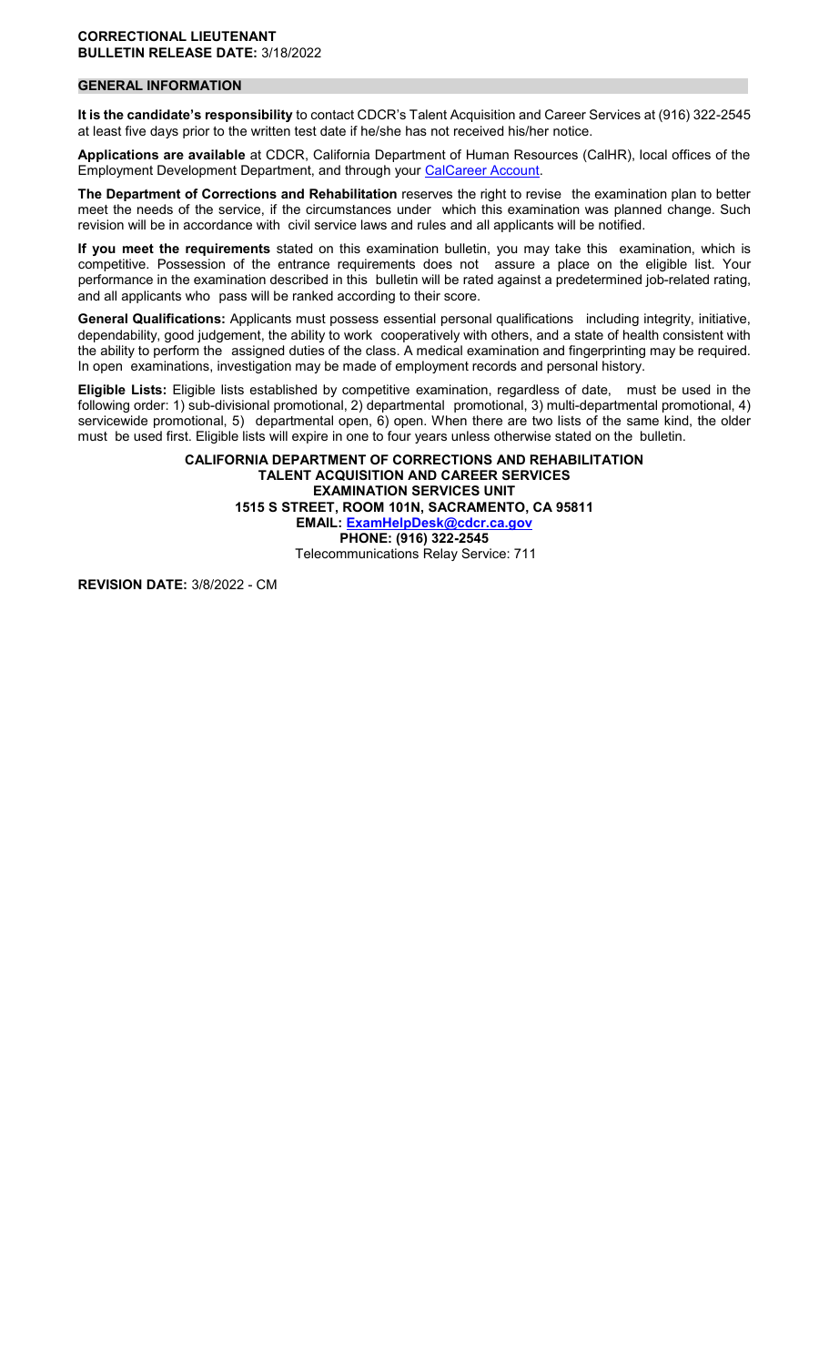**CORRECTIONAL LIEUTENANT**
**BULLETIN RELEASE DATE:** 3/18/2022

## GENERAL INFORMATION

**It is the candidate's responsibility** to contact CDCR's Talent Acquisition and Career Services at (916) 322-2545 at least five days prior to the written test date if he/she has not received his/her notice.

**Applications are available** at CDCR, California Department of Human Resources (CalHR), local offices of the Employment Development Department, and through your CalCareer Account.

**The Department of Corrections and Rehabilitation** reserves the right to revise the examination plan to better meet the needs of the service, if the circumstances under which this examination was planned change. Such revision will be in accordance with civil service laws and rules and all applicants will be notified.

**If you meet the requirements** stated on this examination bulletin, you may take this examination, which is competitive. Possession of the entrance requirements does not assure a place on the eligible list. Your performance in the examination described in this bulletin will be rated against a predetermined job-related rating, and all applicants who pass will be ranked according to their score.

**General Qualifications:** Applicants must possess essential personal qualifications including integrity, initiative, dependability, good judgement, the ability to work cooperatively with others, and a state of health consistent with the ability to perform the assigned duties of the class. A medical examination and fingerprinting may be required. In open examinations, investigation may be made of employment records and personal history.

**Eligible Lists:** Eligible lists established by competitive examination, regardless of date, must be used in the following order: 1) sub-divisional promotional, 2) departmental promotional, 3) multi-departmental promotional, 4) servicewide promotional, 5) departmental open, 6) open. When there are two lists of the same kind, the older must be used first. Eligible lists will expire in one to four years unless otherwise stated on the bulletin.

**CALIFORNIA DEPARTMENT OF CORRECTIONS AND REHABILITATION**
**TALENT ACQUISITION AND CAREER SERVICES**
**EXAMINATION SERVICES UNIT**
**1515 S STREET, ROOM 101N, SACRAMENTO, CA 95811**
**EMAIL: ExamHelpDesk@cdcr.ca.gov**
**PHONE: (916) 322-2545**
Telecommunications Relay Service: 711

**REVISION DATE:** 3/8/2022 - CM